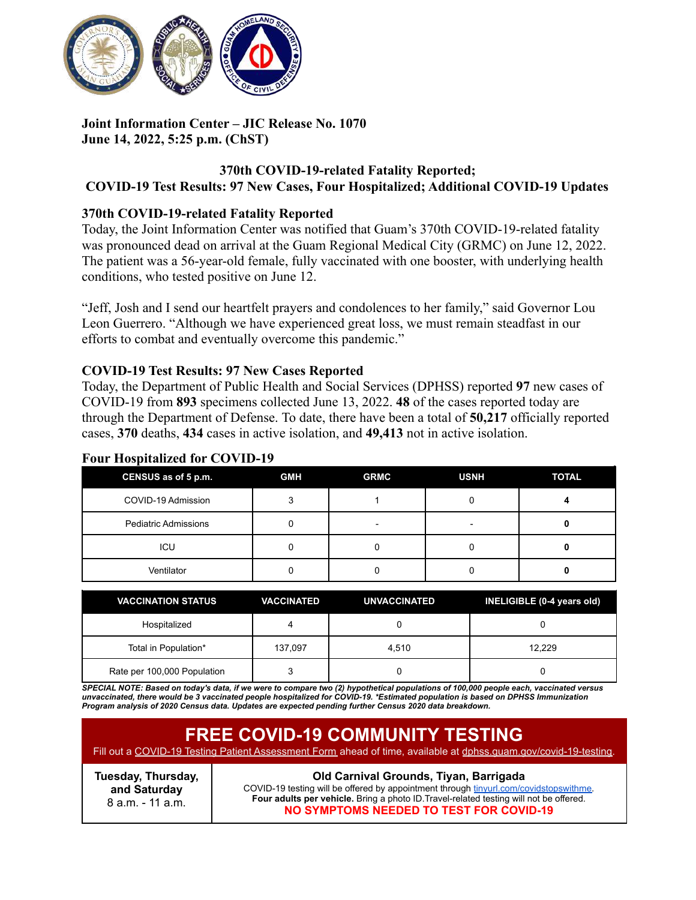**Joint Information Center – JIC Release No. 1070**
**June 14, 2022, 5:25 p.m. (ChST)**

## 370th COVID-19-related Fatality Reported; COVID-19 Test Results: 97 New Cases, Four Hospitalized; Additional COVID-19 Updates

### 370th COVID-19-related Fatality Reported

Today, the Joint Information Center was notified that Guam's 370th COVID-19-related fatality was pronounced dead on arrival at the Guam Regional Medical City (GRMC) on June 12, 2022. The patient was a 56-year-old female, fully vaccinated with one booster, with underlying health conditions, who tested positive on June 12.

"Jeff, Josh and I send our heartfelt prayers and condolences to her family," said Governor Lou Leon Guerrero. "Although we have experienced great loss, we must remain steadfast in our efforts to combat and eventually overcome this pandemic."

### COVID-19 Test Results: 97 New Cases Reported

Today, the Department of Public Health and Social Services (DPHSS) reported **97** new cases of COVID-19 from **893** specimens collected June 13, 2022. **48** of the cases reported today are through the Department of Defense. To date, there have been a total of **50,217** officially reported cases, **370** deaths, **434** cases in active isolation, and **49,413** not in active isolation.

### Four Hospitalized for COVID-19

| CENSUS as of 5 p.m. | GMH | GRMC | USNH | TOTAL |
|---|---|---|---|---|
| COVID-19 Admission | 3 | 1 | 0 | **4** |
| Pediatric Admissions | 0 | - | - | **0** |
| ICU | 0 | 0 | 0 | **0** |
| Ventilator | 0 | 0 | 0 | **0** |

| VACCINATION STATUS | VACCINATED | UNVACCINATED | INELIGIBLE (0-4 years old) |
|---|---|---|---|
| Hospitalized | 4 | 0 | 0 |
| Total in Population* | 137,097 | 4,510 | 12,229 |
| Rate per 100,000 Population | 3 | 0 | 0 |

***SPECIAL NOTE: Based on today's data, if we were to compare two (2) hypothetical populations of 100,000 people each, vaccinated versus unvaccinated, there would be 3 vaccinated people hospitalized for COVID-19. *Estimated population is based on DPHSS Immunization Program analysis of 2020 Census data. Updates are expected pending further Census 2020 data breakdown.***

## FREE COVID-19 COMMUNITY TESTING

Fill out a COVID-19 Testing Patient Assessment Form ahead of time, available at dphss.guam.gov/covid-19-testing.

| **Tuesday, Thursday, and Saturday** 8 a.m. - 11 a.m. | **Old Carnival Grounds, Tiyan, Barrigada** COVID-19 testing will be offered by appointment through tinyurl.com/covidstopswithme. **Four adults per vehicle.** Bring a photo ID.Travel-related testing will not be offered. **NO SYMPTOMS NEEDED TO TEST FOR COVID-19** |
|---|---|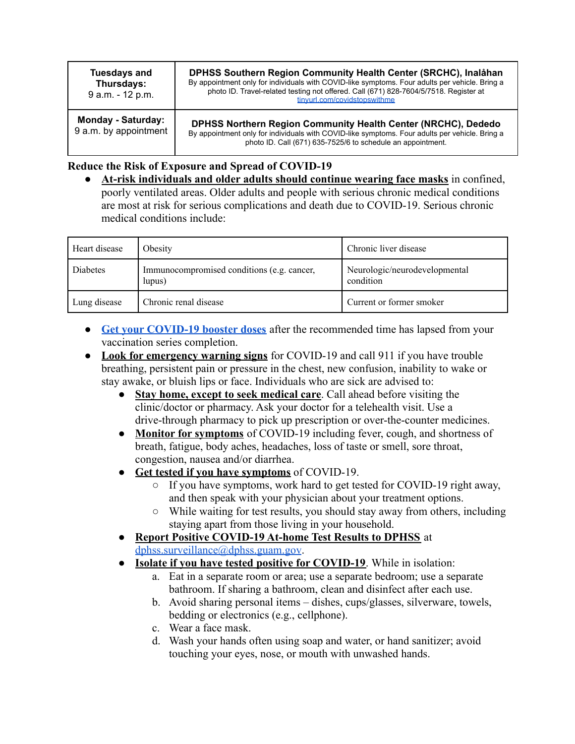| **Tuesdays and Thursdays:** 9 a.m. - 12 p.m. | **DPHSS Southern Region Community Health Center (SRCHC), Inalåhan** By appointment only for individuals with COVID-like symptoms. Four adults per vehicle. Bring a photo ID. Travel-related testing not offered. Call (671) 828-7604/5/7518. Register at [tinyurl.com/covidstopswithme](https://tinyurl.com/covidstopswithme) |
|---|---|
| **Monday - Saturday:** 9 a.m. by appointment | **DPHSS Northern Region Community Health Center (NRCHC), Dededo** By appointment only for individuals with COVID-like symptoms. Four adults per vehicle. Bring a photo ID. Call (671) 635-7525/6 to schedule an appointment. |

**Reduce the Risk of Exposure and Spread of COVID-19**

- **At-risk individuals and older adults should continue wearing face masks** in confined, poorly ventilated areas. Older adults and people with serious chronic medical conditions are most at risk for serious complications and death due to COVID-19. Serious chronic medical conditions include:

| Heart disease | Obesity | Chronic liver disease |
|---|---|---|
| Diabetes | Immunocompromised conditions (e.g. cancer, lupus) | Neurologic/neurodevelopmental condition |
| Lung disease | Chronic renal disease | Current or former smoker |

- **Get your COVID-19 booster doses** after the recommended time has lapsed from your vaccination series completion.
- **Look for emergency warning signs** for COVID-19 and call 911 if you have trouble breathing, persistent pain or pressure in the chest, new confusion, inability to wake or stay awake, or bluish lips or face. Individuals who are sick are advised to:
  - **Stay home, except to seek medical care**. Call ahead before visiting the clinic/doctor or pharmacy. Ask your doctor for a telehealth visit. Use a drive-through pharmacy to pick up prescription or over-the-counter medicines.
  - **Monitor for symptoms** of COVID-19 including fever, cough, and shortness of breath, fatigue, body aches, headaches, loss of taste or smell, sore throat, congestion, nausea and/or diarrhea.
  - **Get tested if you have symptoms** of COVID-19.
    - If you have symptoms, work hard to get tested for COVID-19 right away, and then speak with your physician about your treatment options.
    - While waiting for test results, you should stay away from others, including staying apart from those living in your household.
  - **Report Positive COVID-19 At-home Test Results to DPHSS** at [dphss.surveillance@dphss.guam.gov](mailto:dphss.surveillance@dphss.guam.gov).
  - **Isolate if you have tested positive for COVID-19**. While in isolation:
    a. Eat in a separate room or area; use a separate bedroom; use a separate bathroom. If sharing a bathroom, clean and disinfect after each use.
    b. Avoid sharing personal items – dishes, cups/glasses, silverware, towels, bedding or electronics (e.g., cellphone).
    c. Wear a face mask.
    d. Wash your hands often using soap and water, or hand sanitizer; avoid touching your eyes, nose, or mouth with unwashed hands.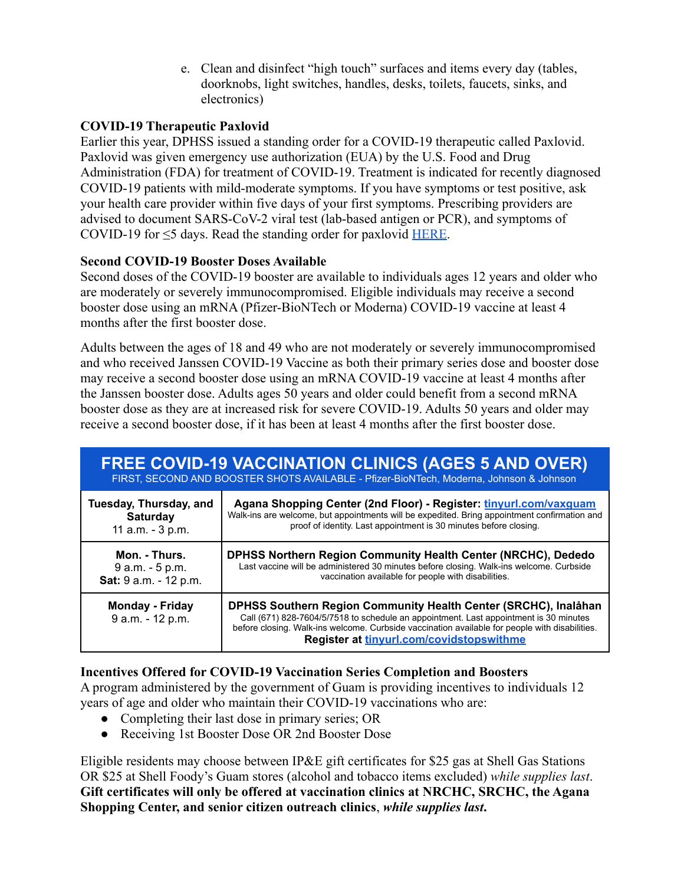e. Clean and disinfect "high touch" surfaces and items every day (tables, doorknobs, light switches, handles, desks, toilets, faucets, sinks, and electronics)

**COVID-19 Therapeutic Paxlovid**

Earlier this year, DPHSS issued a standing order for a COVID-19 therapeutic called Paxlovid. Paxlovid was given emergency use authorization (EUA) by the U.S. Food and Drug Administration (FDA) for treatment of COVID-19. Treatment is indicated for recently diagnosed COVID-19 patients with mild-moderate symptoms. If you have symptoms or test positive, ask your health care provider within five days of your first symptoms. Prescribing providers are advised to document SARS-CoV-2 viral test (lab-based antigen or PCR), and symptoms of COVID-19 for ≤5 days. Read the standing order for paxlovid HERE.

**Second COVID-19 Booster Doses Available**

Second doses of the COVID-19 booster are available to individuals ages 12 years and older who are moderately or severely immunocompromised. Eligible individuals may receive a second booster dose using an mRNA (Pfizer-BioNTech or Moderna) COVID-19 vaccine at least 4 months after the first booster dose.

Adults between the ages of 18 and 49 who are not moderately or severely immunocompromised and who received Janssen COVID-19 Vaccine as both their primary series dose and booster dose may receive a second booster dose using an mRNA COVID-19 vaccine at least 4 months after the Janssen booster dose. Adults ages 50 years and older could benefit from a second mRNA booster dose as they are at increased risk for severe COVID-19. Adults 50 years and older may receive a second booster dose, if it has been at least 4 months after the first booster dose.

| FREE COVID-19 VACCINATION CLINICS (AGES 5 AND OVER) FIRST, SECOND AND BOOSTER SHOTS AVAILABLE - Pfizer-BioNTech, Moderna, Johnson & Johnson | |
|---|---|
| **Tuesday, Thursday, and Saturday** 11 a.m. - 3 p.m. | **Agana Shopping Center (2nd Floor) - Register: tinyurl.com/vaxguam** Walk-ins are welcome, but appointments will be expedited. Bring appointment confirmation and proof of identity. Last appointment is 30 minutes before closing. |
| **Mon. - Thurs.** 9 a.m. - 5 p.m. **Sat:** 9 a.m. - 12 p.m. | **DPHSS Northern Region Community Health Center (NRCHC), Dededo** Last vaccine will be administered 30 minutes before closing. Walk-ins welcome. Curbside vaccination available for people with disabilities. |
| **Monday - Friday** 9 a.m. - 12 p.m. | **DPHSS Southern Region Community Health Center (SRCHC), Inalåhan** Call (671) 828-7604/5/7518 to schedule an appointment. Last appointment is 30 minutes before closing. Walk-ins welcome. Curbside vaccination available for people with disabilities. **Register at tinyurl.com/covidstopswithme** |

**Incentives Offered for COVID-19 Vaccination Series Completion and Boosters**

A program administered by the government of Guam is providing incentives to individuals 12 years of age and older who maintain their COVID-19 vaccinations who are:

- Completing their last dose in primary series; OR
- Receiving 1st Booster Dose OR 2nd Booster Dose

Eligible residents may choose between IP&E gift certificates for $25 gas at Shell Gas Stations OR $25 at Shell Foody's Guam stores (alcohol and tobacco items excluded) *while supplies last*. **Gift certificates will only be offered at vaccination clinics at NRCHC, SRCHC, the Agana Shopping Center, and senior citizen outreach clinics**, ***while supplies last.***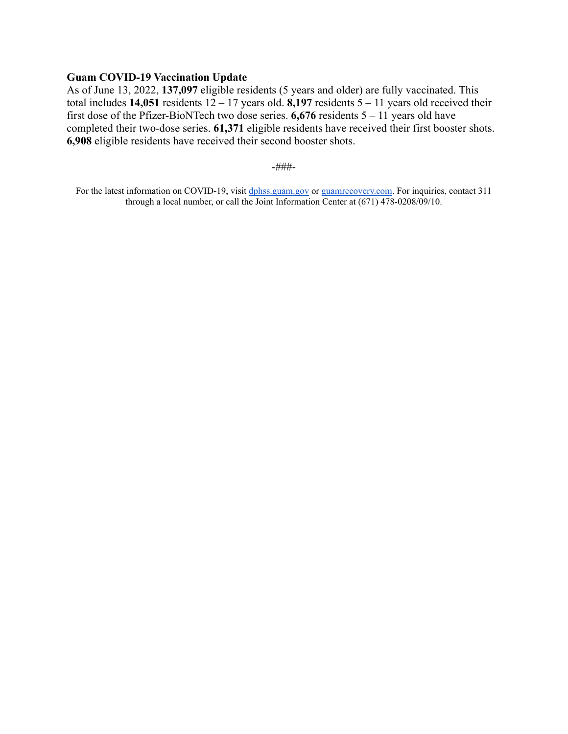**Guam COVID-19 Vaccination Update**

As of June 13, 2022, **137,097** eligible residents (5 years and older) are fully vaccinated. This total includes **14,051** residents 12 – 17 years old. **8,197** residents 5 – 11 years old received their first dose of the Pfizer-BioNTech two dose series. **6,676** residents 5 – 11 years old have completed their two-dose series. **61,371** eligible residents have received their first booster shots. **6,908** eligible residents have received their second booster shots.

-###-

For the latest information on COVID-19, visit dphss.guam.gov or guamrecovery.com. For inquiries, contact 311 through a local number, or call the Joint Information Center at (671) 478-0208/09/10.